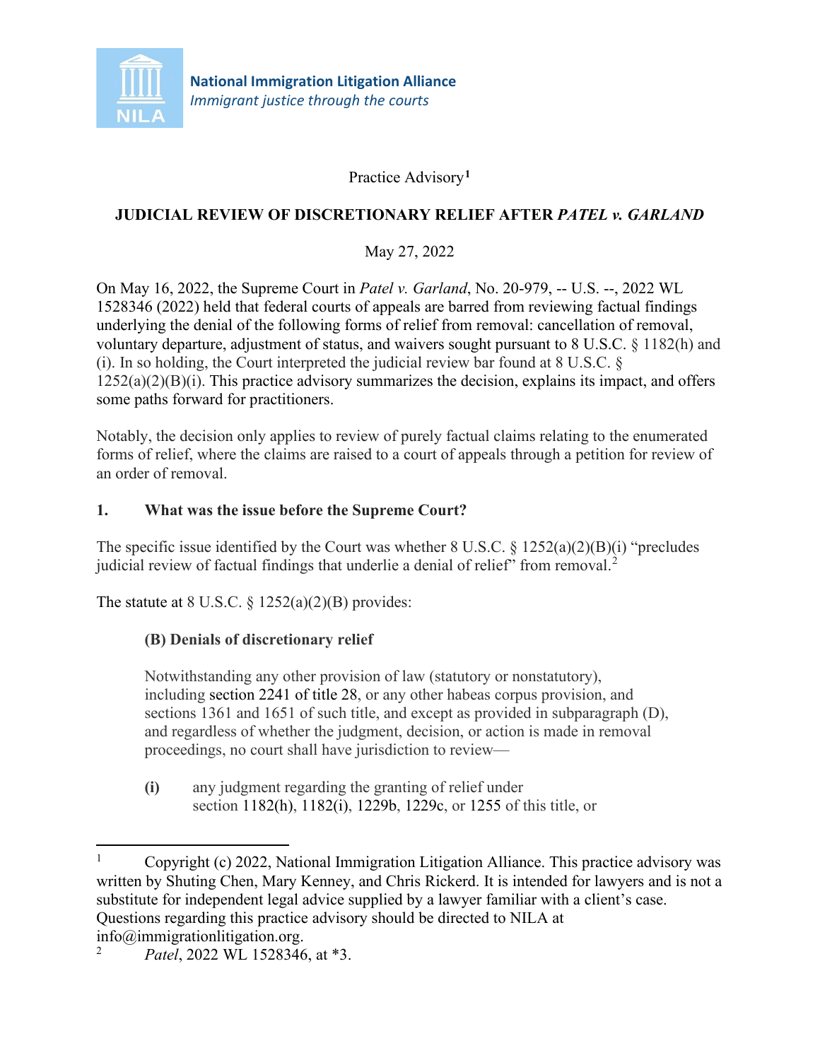**National Immigration Litigation Alliance**
*Immigrant justice through the courts*

Practice Advisory[1]

**JUDICIAL REVIEW OF DISCRETIONARY RELIEF AFTER *PATEL v. GARLAND***

May 27, 2022

On May 16, 2022, the Supreme Court in *Patel v. Garland*, No. 20-979, -- U.S. --, 2022 WL 1528346 (2022) held that federal courts of appeals are barred from reviewing factual findings underlying the denial of the following forms of relief from removal: cancellation of removal, voluntary departure, adjustment of status, and waivers sought pursuant to 8 U.S.C. § 1182(h) and (i). In so holding, the Court interpreted the judicial review bar found at 8 U.S.C. § 1252(a)(2)(B)(i). This practice advisory summarizes the decision, explains its impact, and offers some paths forward for practitioners.

Notably, the decision only applies to review of purely factual claims relating to the enumerated forms of relief, where the claims are raised to a court of appeals through a petition for review of an order of removal.

## 1. What was the issue before the Supreme Court?

The specific issue identified by the Court was whether 8 U.S.C. § 1252(a)(2)(B)(i) "precludes judicial review of factual findings that underlie a denial of relief" from removal.[2]

The statute at 8 U.S.C. § 1252(a)(2)(B) provides:

> **(B) Denials of discretionary relief**
>
> Notwithstanding any other provision of law (statutory or nonstatutory), including section 2241 of title 28, or any other habeas corpus provision, and sections 1361 and 1651 of such title, and except as provided in subparagraph (D), and regardless of whether the judgment, decision, or action is made in removal proceedings, no court shall have jurisdiction to review—
>
> **(i)** any judgment regarding the granting of relief under section 1182(h), 1182(i), 1229b, 1229c, or 1255 of this title, or

---

[1] Copyright (c) 2022, National Immigration Litigation Alliance. This practice advisory was written by Shuting Chen, Mary Kenney, and Chris Rickerd. It is intended for lawyers and is not a substitute for independent legal advice supplied by a lawyer familiar with a client's case. Questions regarding this practice advisory should be directed to NILA at info@immigrationlitigation.org.

[2] *Patel*, 2022 WL 1528346, at *3.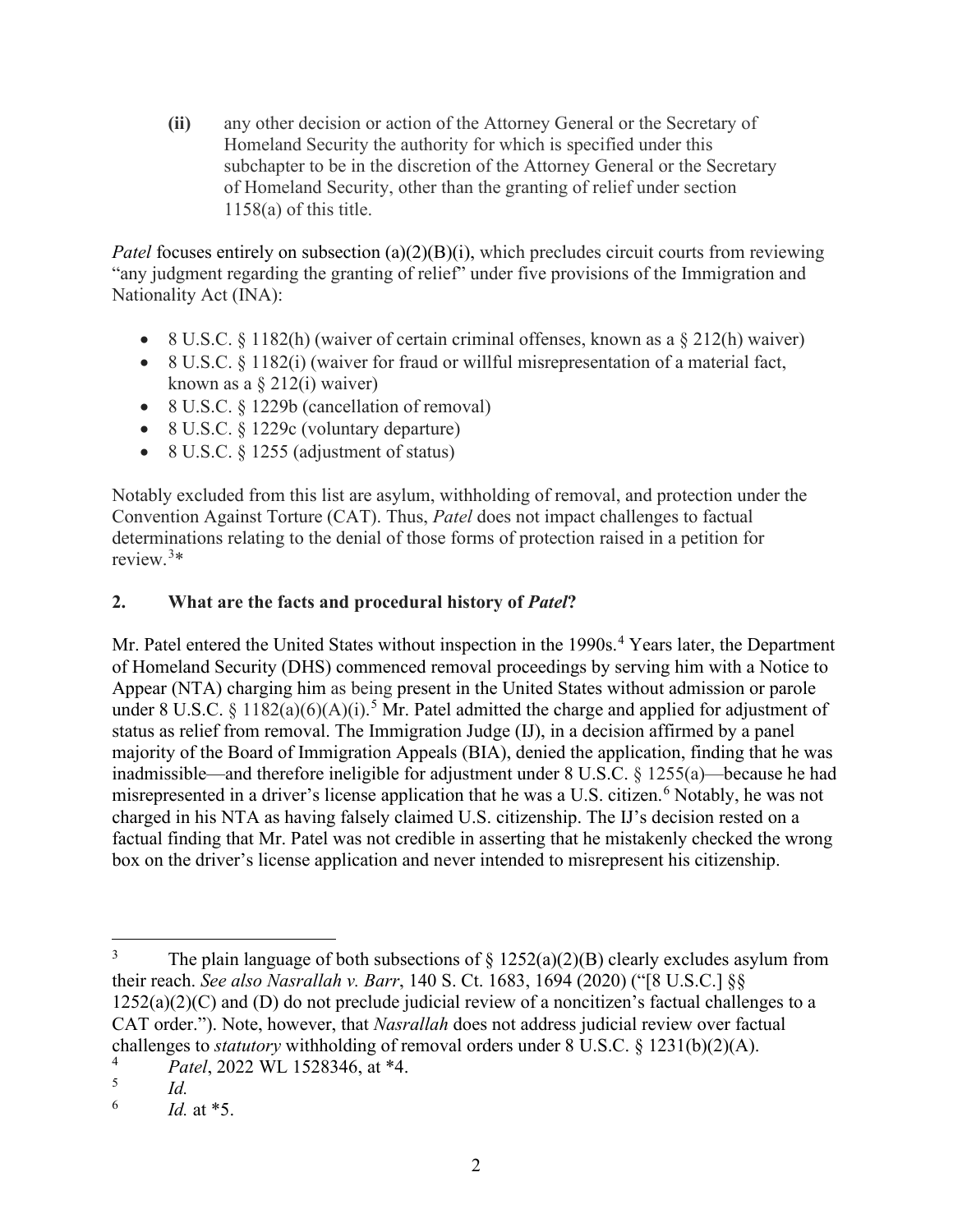**(ii)** any other decision or action of the Attorney General or the Secretary of Homeland Security the authority for which is specified under this subchapter to be in the discretion of the Attorney General or the Secretary of Homeland Security, other than the granting of relief under section 1158(a) of this title.

*Patel* focuses entirely on subsection (a)(2)(B)(i), which precludes circuit courts from reviewing "any judgment regarding the granting of relief" under five provisions of the Immigration and Nationality Act (INA):

- 8 U.S.C. § 1182(h) (waiver of certain criminal offenses, known as a § 212(h) waiver)
- 8 U.S.C. § 1182(i) (waiver for fraud or willful misrepresentation of a material fact, known as a § 212(i) waiver)
- 8 U.S.C. § 1229b (cancellation of removal)
- 8 U.S.C. § 1229c (voluntary departure)
- 8 U.S.C. § 1255 (adjustment of status)

Notably excluded from this list are asylum, withholding of removal, and protection under the Convention Against Torture (CAT). Thus, *Patel* does not impact challenges to factual determinations relating to the denial of those forms of protection raised in a petition for review.[3]*

## 2. What are the facts and procedural history of *Patel*?

Mr. Patel entered the United States without inspection in the 1990s.[4] Years later, the Department of Homeland Security (DHS) commenced removal proceedings by serving him with a Notice to Appear (NTA) charging him as being present in the United States without admission or parole under 8 U.S.C. § 1182(a)(6)(A)(i).[5] Mr. Patel admitted the charge and applied for adjustment of status as relief from removal. The Immigration Judge (IJ), in a decision affirmed by a panel majority of the Board of Immigration Appeals (BIA), denied the application, finding that he was inadmissible—and therefore ineligible for adjustment under 8 U.S.C. § 1255(a)—because he had misrepresented in a driver's license application that he was a U.S. citizen.[6] Notably, he was not charged in his NTA as having falsely claimed U.S. citizenship. The IJ's decision rested on a factual finding that Mr. Patel was not credible in asserting that he mistakenly checked the wrong box on the driver's license application and never intended to misrepresent his citizenship.

---

[3] The plain language of both subsections of § 1252(a)(2)(B) clearly excludes asylum from their reach. *See also Nasrallah v. Barr*, 140 S. Ct. 1683, 1694 (2020) ("[8 U.S.C.] §§ 1252(a)(2)(C) and (D) do not preclude judicial review of a noncitizen's factual challenges to a CAT order."). Note, however, that *Nasrallah* does not address judicial review over factual challenges to *statutory* withholding of removal orders under 8 U.S.C. § 1231(b)(2)(A).

[4] *Patel*, 2022 WL 1528346, at *4.

[5] *Id.*

[6] *Id.* at *5.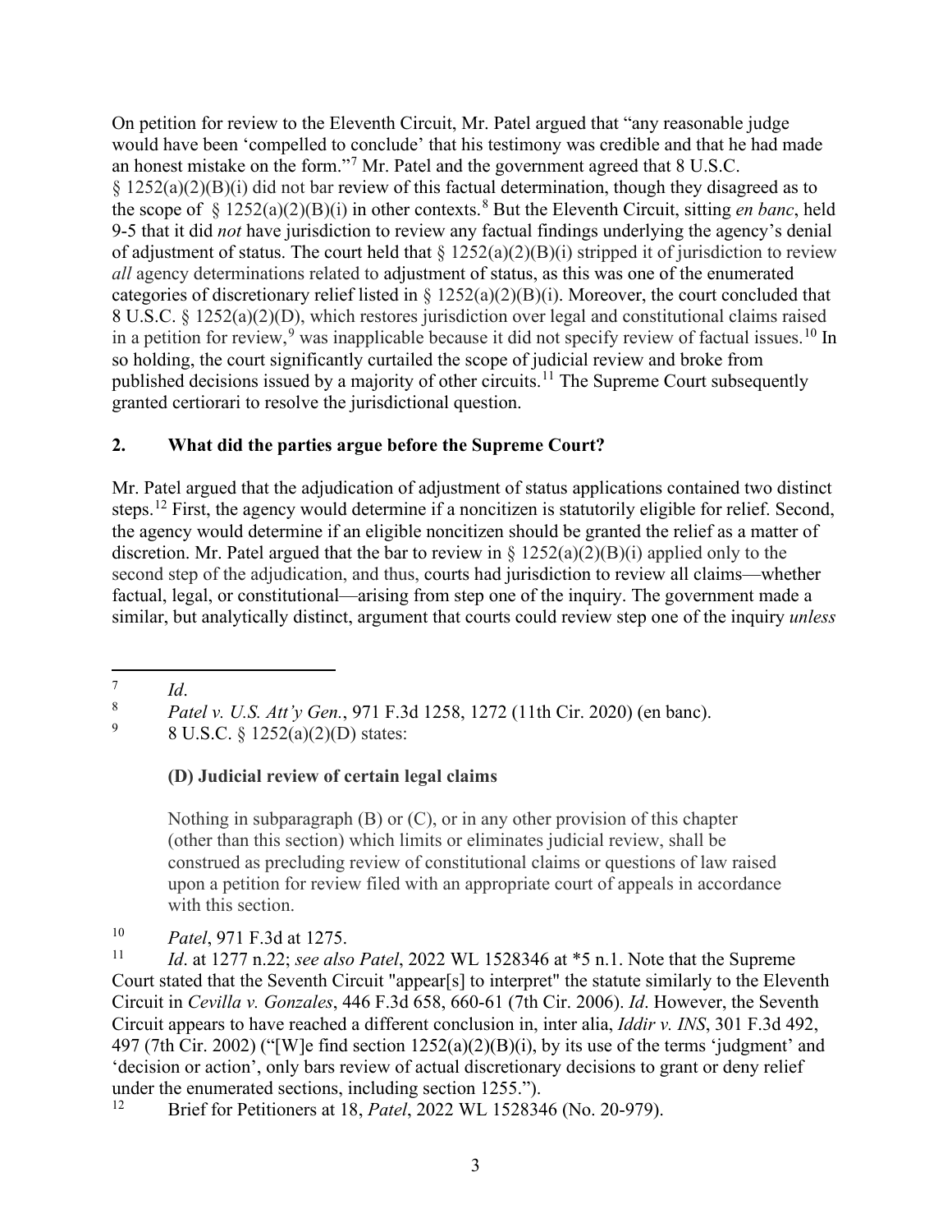On petition for review to the Eleventh Circuit, Mr. Patel argued that "any reasonable judge would have been 'compelled to conclude' that his testimony was credible and that he had made an honest mistake on the form."[7] Mr. Patel and the government agreed that 8 U.S.C. § 1252(a)(2)(B)(i) did not bar review of this factual determination, though they disagreed as to the scope of § 1252(a)(2)(B)(i) in other contexts.[8] But the Eleventh Circuit, sitting *en banc*, held 9-5 that it did *not* have jurisdiction to review any factual findings underlying the agency's denial of adjustment of status. The court held that § 1252(a)(2)(B)(i) stripped it of jurisdiction to review *all* agency determinations related to adjustment of status, as this was one of the enumerated categories of discretionary relief listed in § 1252(a)(2)(B)(i). Moreover, the court concluded that 8 U.S.C. § 1252(a)(2)(D), which restores jurisdiction over legal and constitutional claims raised in a petition for review,[9] was inapplicable because it did not specify review of factual issues.[10] In so holding, the court significantly curtailed the scope of judicial review and broke from published decisions issued by a majority of other circuits.[11] The Supreme Court subsequently granted certiorari to resolve the jurisdictional question.

## 2. What did the parties argue before the Supreme Court?

Mr. Patel argued that the adjudication of adjustment of status applications contained two distinct steps.[12] First, the agency would determine if a noncitizen is statutorily eligible for relief. Second, the agency would determine if an eligible noncitizen should be granted the relief as a matter of discretion. Mr. Patel argued that the bar to review in § 1252(a)(2)(B)(i) applied only to the second step of the adjudication, and thus, courts had jurisdiction to review all claims—whether factual, legal, or constitutional—arising from step one of the inquiry. The government made a similar, but analytically distinct, argument that courts could review step one of the inquiry *unless*

---

[7] *Id*.

[8] *Patel v. U.S. Att'y Gen.*, 971 F.3d 1258, 1272 (11th Cir. 2020) (en banc).

[9] 8 U.S.C. § 1252(a)(2)(D) states:

> **(D) Judicial review of certain legal claims**
>
> Nothing in subparagraph (B) or (C), or in any other provision of this chapter (other than this section) which limits or eliminates judicial review, shall be construed as precluding review of constitutional claims or questions of law raised upon a petition for review filed with an appropriate court of appeals in accordance with this section.

[10] *Patel*, 971 F.3d at 1275.

[11] *Id*. at 1277 n.22; *see also Patel*, 2022 WL 1528346 at *5 n.1. Note that the Supreme Court stated that the Seventh Circuit "appear[s] to interpret" the statute similarly to the Eleventh Circuit in *Cevilla v. Gonzales*, 446 F.3d 658, 660-61 (7th Cir. 2006). *Id*. However, the Seventh Circuit appears to have reached a different conclusion in, inter alia, *Iddir v. INS*, 301 F.3d 492, 497 (7th Cir. 2002) ("[W]e find section 1252(a)(2)(B)(i), by its use of the terms 'judgment' and 'decision or action', only bars review of actual discretionary decisions to grant or deny relief under the enumerated sections, including section 1255.").

[12] Brief for Petitioners at 18, *Patel*, 2022 WL 1528346 (No. 20-979).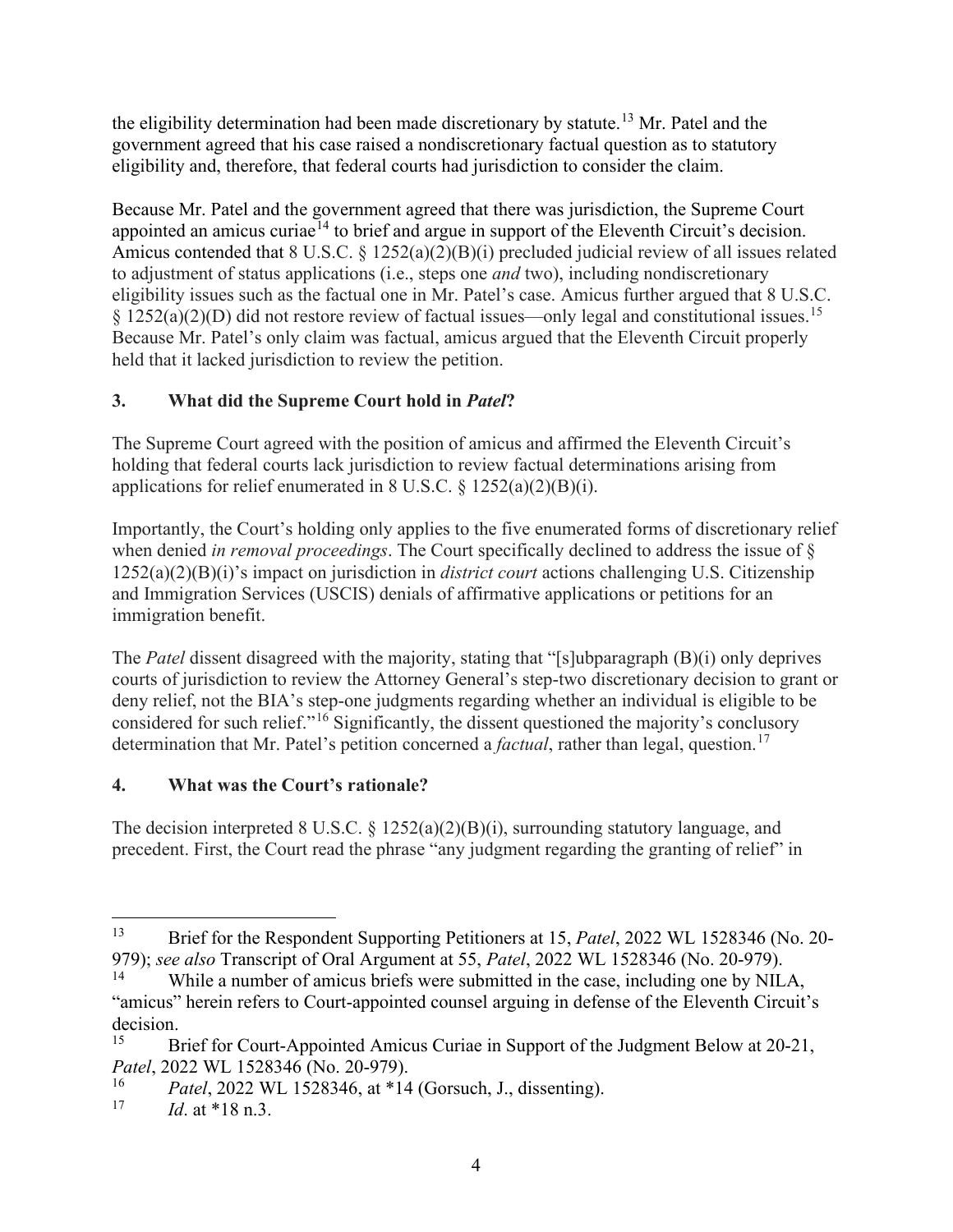the eligibility determination had been made discretionary by statute.[13] Mr. Patel and the government agreed that his case raised a nondiscretionary factual question as to statutory eligibility and, therefore, that federal courts had jurisdiction to consider the claim.

Because Mr. Patel and the government agreed that there was jurisdiction, the Supreme Court appointed an amicus curiae[14] to brief and argue in support of the Eleventh Circuit's decision. Amicus contended that 8 U.S.C. § 1252(a)(2)(B)(i) precluded judicial review of all issues related to adjustment of status applications (i.e., steps one *and* two), including nondiscretionary eligibility issues such as the factual one in Mr. Patel's case. Amicus further argued that 8 U.S.C. § 1252(a)(2)(D) did not restore review of factual issues—only legal and constitutional issues.[15] Because Mr. Patel's only claim was factual, amicus argued that the Eleventh Circuit properly held that it lacked jurisdiction to review the petition.

## 3. What did the Supreme Court hold in *Patel*?

The Supreme Court agreed with the position of amicus and affirmed the Eleventh Circuit's holding that federal courts lack jurisdiction to review factual determinations arising from applications for relief enumerated in 8 U.S.C. § 1252(a)(2)(B)(i).

Importantly, the Court's holding only applies to the five enumerated forms of discretionary relief when denied *in removal proceedings*. The Court specifically declined to address the issue of § 1252(a)(2)(B)(i)'s impact on jurisdiction in *district court* actions challenging U.S. Citizenship and Immigration Services (USCIS) denials of affirmative applications or petitions for an immigration benefit.

The *Patel* dissent disagreed with the majority, stating that "[s]ubparagraph (B)(i) only deprives courts of jurisdiction to review the Attorney General's step-two discretionary decision to grant or deny relief, not the BIA's step-one judgments regarding whether an individual is eligible to be considered for such relief."[16] Significantly, the dissent questioned the majority's conclusory determination that Mr. Patel's petition concerned a *factual*, rather than legal, question.[17]

## 4. What was the Court's rationale?

The decision interpreted 8 U.S.C. § 1252(a)(2)(B)(i), surrounding statutory language, and precedent. First, the Court read the phrase "any judgment regarding the granting of relief" in

---

[13] Brief for the Respondent Supporting Petitioners at 15, *Patel*, 2022 WL 1528346 (No. 20-979); *see also* Transcript of Oral Argument at 55, *Patel*, 2022 WL 1528346 (No. 20-979).

[14] While a number of amicus briefs were submitted in the case, including one by NILA, "amicus" herein refers to Court-appointed counsel arguing in defense of the Eleventh Circuit's decision.

[15] Brief for Court-Appointed Amicus Curiae in Support of the Judgment Below at 20-21, *Patel*, 2022 WL 1528346 (No. 20-979).

[16] *Patel*, 2022 WL 1528346, at *14 (Gorsuch, J., dissenting).

[17] *Id*. at *18 n.3.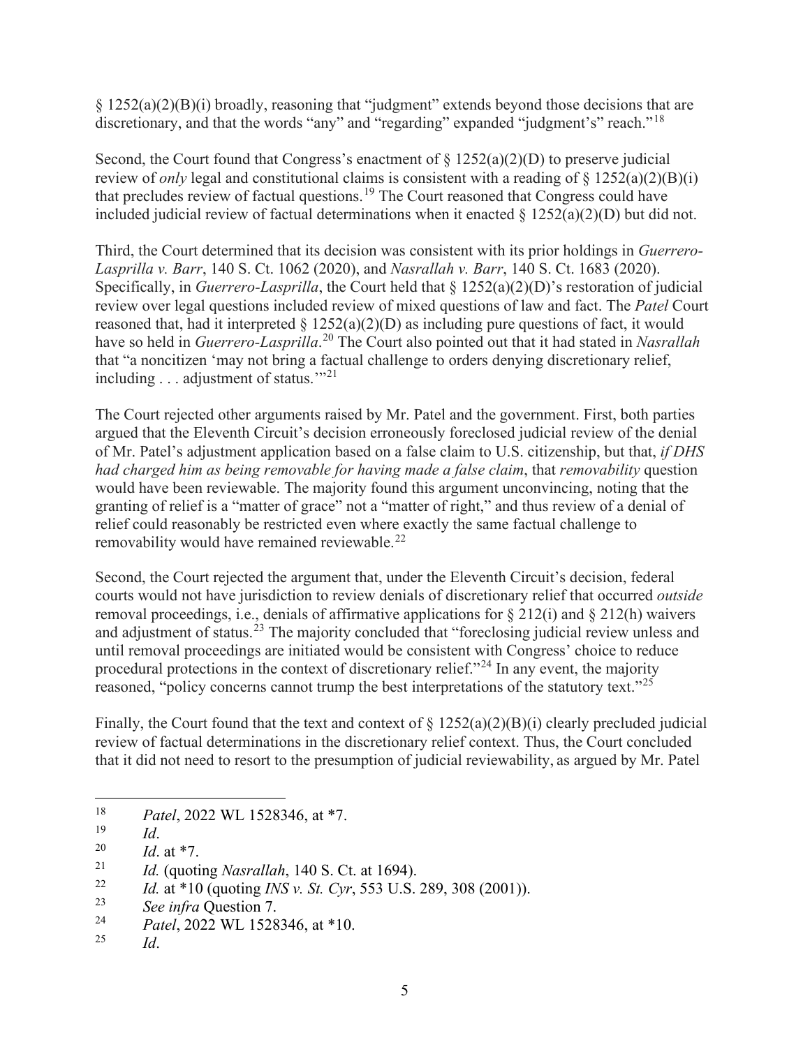§ 1252(a)(2)(B)(i) broadly, reasoning that "judgment" extends beyond those decisions that are discretionary, and that the words "any" and "regarding" expanded "judgment's" reach."[18]

Second, the Court found that Congress's enactment of § 1252(a)(2)(D) to preserve judicial review of *only* legal and constitutional claims is consistent with a reading of § 1252(a)(2)(B)(i) that precludes review of factual questions.[19] The Court reasoned that Congress could have included judicial review of factual determinations when it enacted § 1252(a)(2)(D) but did not.

Third, the Court determined that its decision was consistent with its prior holdings in *Guerrero-Lasprilla v. Barr*, 140 S. Ct. 1062 (2020), and *Nasrallah v. Barr*, 140 S. Ct. 1683 (2020). Specifically, in *Guerrero-Lasprilla*, the Court held that § 1252(a)(2)(D)'s restoration of judicial review over legal questions included review of mixed questions of law and fact. The *Patel* Court reasoned that, had it interpreted § 1252(a)(2)(D) as including pure questions of fact, it would have so held in *Guerrero-Lasprilla*.[20] The Court also pointed out that it had stated in *Nasrallah* that "a noncitizen 'may not bring a factual challenge to orders denying discretionary relief, including . . . adjustment of status.'"[21]

The Court rejected other arguments raised by Mr. Patel and the government. First, both parties argued that the Eleventh Circuit's decision erroneously foreclosed judicial review of the denial of Mr. Patel's adjustment application based on a false claim to U.S. citizenship, but that, *if DHS had charged him as being removable for having made a false claim*, that *removability* question would have been reviewable. The majority found this argument unconvincing, noting that the granting of relief is a "matter of grace" not a "matter of right," and thus review of a denial of relief could reasonably be restricted even where exactly the same factual challenge to removability would have remained reviewable.[22]

Second, the Court rejected the argument that, under the Eleventh Circuit's decision, federal courts would not have jurisdiction to review denials of discretionary relief that occurred *outside* removal proceedings, i.e., denials of affirmative applications for § 212(i) and § 212(h) waivers and adjustment of status.[23] The majority concluded that "foreclosing judicial review unless and until removal proceedings are initiated would be consistent with Congress' choice to reduce procedural protections in the context of discretionary relief."[24] In any event, the majority reasoned, "policy concerns cannot trump the best interpretations of the statutory text."[25]

Finally, the Court found that the text and context of § 1252(a)(2)(B)(i) clearly precluded judicial review of factual determinations in the discretionary relief context. Thus, the Court concluded that it did not need to resort to the presumption of judicial reviewability, as argued by Mr. Patel

---

[18] *Patel*, 2022 WL 1528346, at *7.

[19] *Id*.

[20] *Id*. at *7.

[21] *Id.* (quoting *Nasrallah*, 140 S. Ct. at 1694).

[22] *Id.* at *10 (quoting *INS v. St. Cyr*, 553 U.S. 289, 308 (2001)).

[23] *See infra* Question 7.

[24] *Patel*, 2022 WL 1528346, at *10.

[25] *Id*.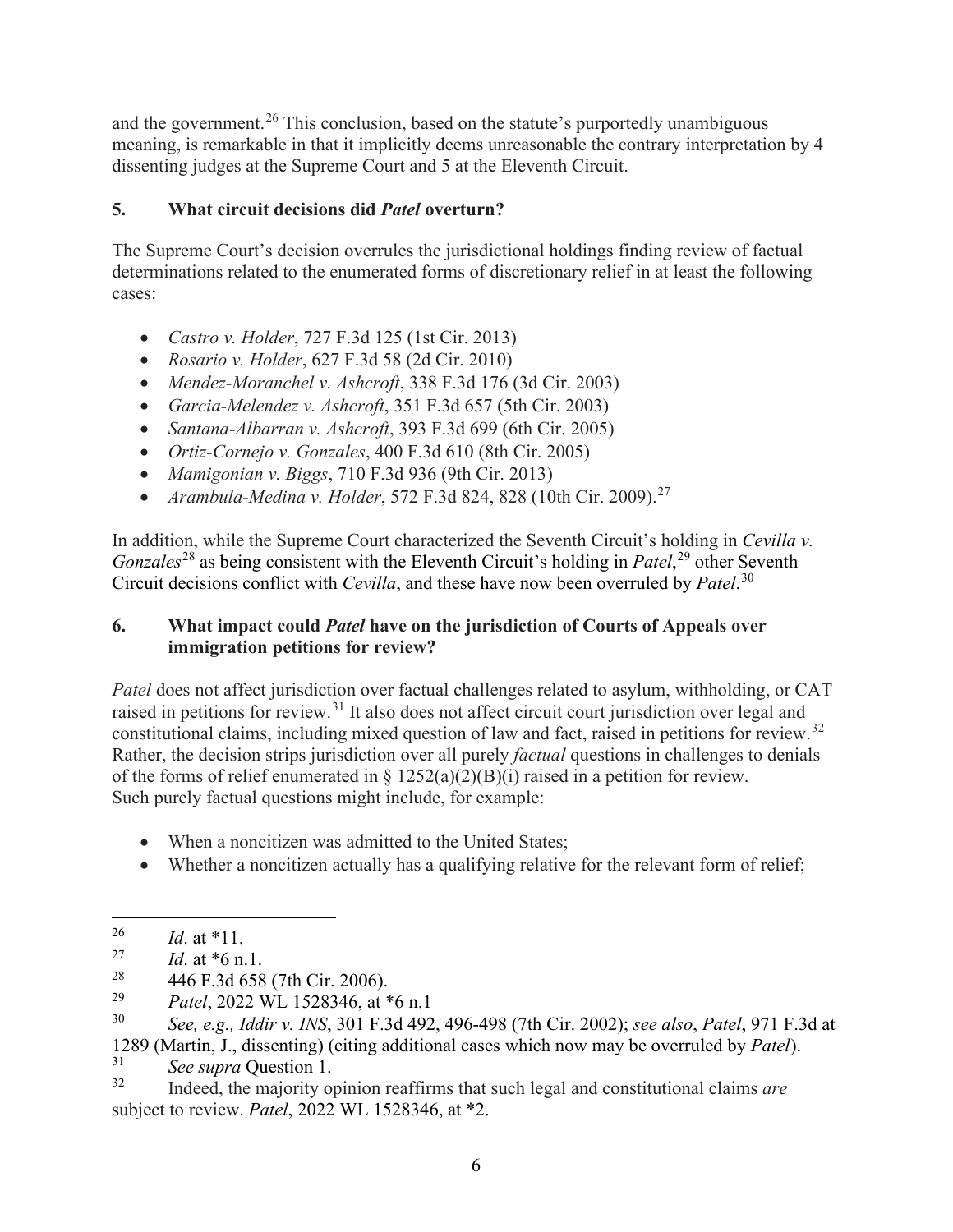and the government.[26] This conclusion, based on the statute's purportedly unambiguous meaning, is remarkable in that it implicitly deems unreasonable the contrary interpretation by 4 dissenting judges at the Supreme Court and 5 at the Eleventh Circuit.

### 5. What circuit decisions did *Patel* overturn?

The Supreme Court's decision overrules the jurisdictional holdings finding review of factual determinations related to the enumerated forms of discretionary relief in at least the following cases:

- *Castro v. Holder*, 727 F.3d 125 (1st Cir. 2013)
- *Rosario v. Holder*, 627 F.3d 58 (2d Cir. 2010)
- *Mendez-Moranchel v. Ashcroft*, 338 F.3d 176 (3d Cir. 2003)
- *Garcia-Melendez v. Ashcroft*, 351 F.3d 657 (5th Cir. 2003)
- *Santana-Albarran v. Ashcroft*, 393 F.3d 699 (6th Cir. 2005)
- *Ortiz-Cornejo v. Gonzales*, 400 F.3d 610 (8th Cir. 2005)
- *Mamigonian v. Biggs*, 710 F.3d 936 (9th Cir. 2013)
- *Arambula-Medina v. Holder*, 572 F.3d 824, 828 (10th Cir. 2009).[27]

In addition, while the Supreme Court characterized the Seventh Circuit's holding in *Cevilla v. Gonzales*[28] as being consistent with the Eleventh Circuit's holding in *Patel*,[29] other Seventh Circuit decisions conflict with *Cevilla*, and these have now been overruled by *Patel*.[30]

### 6. What impact could *Patel* have on the jurisdiction of Courts of Appeals over immigration petitions for review?

*Patel* does not affect jurisdiction over factual challenges related to asylum, withholding, or CAT raised in petitions for review.[31] It also does not affect circuit court jurisdiction over legal and constitutional claims, including mixed question of law and fact, raised in petitions for review.[32] Rather, the decision strips jurisdiction over all purely *factual* questions in challenges to denials of the forms of relief enumerated in § 1252(a)(2)(B)(i) raised in a petition for review. Such purely factual questions might include, for example:

- When a noncitizen was admitted to the United States;
- Whether a noncitizen actually has a qualifying relative for the relevant form of relief;

---

[26] *Id*. at *11.

[27] *Id*. at *6 n.1.

[28] 446 F.3d 658 (7th Cir. 2006).

[29] *Patel*, 2022 WL 1528346, at *6 n.1

[30] *See, e.g., Iddir v. INS*, 301 F.3d 492, 496-498 (7th Cir. 2002); *see also*, *Patel*, 971 F.3d at 1289 (Martin, J., dissenting) (citing additional cases which now may be overruled by *Patel*).

[31] *See supra* Question 1.

[32] Indeed, the majority opinion reaffirms that such legal and constitutional claims *are* subject to review. *Patel*, 2022 WL 1528346, at *2.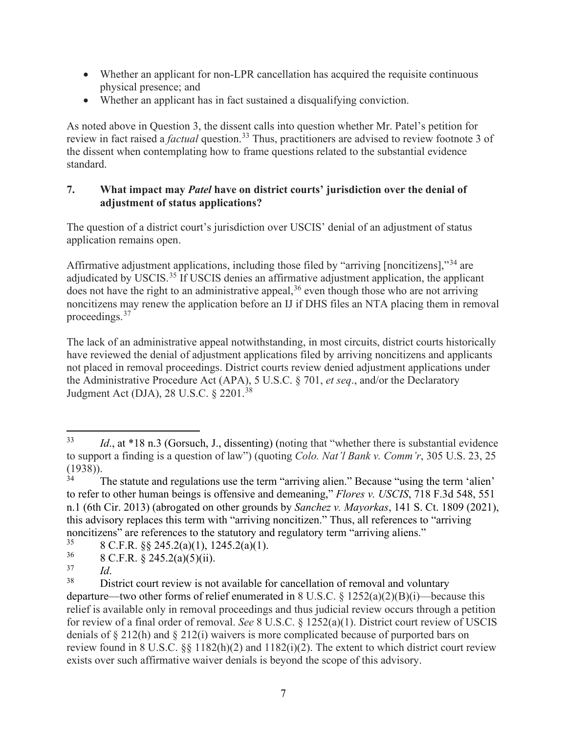- Whether an applicant for non-LPR cancellation has acquired the requisite continuous physical presence; and
- Whether an applicant has in fact sustained a disqualifying conviction.

As noted above in Question 3, the dissent calls into question whether Mr. Patel's petition for review in fact raised a *factual* question.[33] Thus, practitioners are advised to review footnote 3 of the dissent when contemplating how to frame questions related to the substantial evidence standard.

### 7. What impact may *Patel* have on district courts' jurisdiction over the denial of adjustment of status applications?

The question of a district court's jurisdiction over USCIS' denial of an adjustment of status application remains open.

Affirmative adjustment applications, including those filed by "arriving [noncitizens],"[34] are adjudicated by USCIS.[35] If USCIS denies an affirmative adjustment application, the applicant does not have the right to an administrative appeal,[36] even though those who are not arriving noncitizens may renew the application before an IJ if DHS files an NTA placing them in removal proceedings.[37]

The lack of an administrative appeal notwithstanding, in most circuits, district courts historically have reviewed the denial of adjustment applications filed by arriving noncitizens and applicants not placed in removal proceedings. District courts review denied adjustment applications under the Administrative Procedure Act (APA), 5 U.S.C. § 701, *et seq*., and/or the Declaratory Judgment Act (DJA), 28 U.S.C. § 2201.[38]

---

[33] *Id*., at *18 n.3 (Gorsuch, J., dissenting) (noting that "whether there is substantial evidence to support a finding is a question of law") (quoting *Colo. Nat'l Bank v. Comm'r*, 305 U.S. 23, 25 (1938)).

[34] The statute and regulations use the term "arriving alien." Because "using the term 'alien' to refer to other human beings is offensive and demeaning," *Flores v. USCIS*, 718 F.3d 548, 551 n.1 (6th Cir. 2013) (abrogated on other grounds by *Sanchez v. Mayorkas*, 141 S. Ct. 1809 (2021), this advisory replaces this term with "arriving noncitizen." Thus, all references to "arriving noncitizens" are references to the statutory and regulatory term "arriving aliens."

[35] 8 C.F.R. §§ 245.2(a)(1), 1245.2(a)(1).

[36] 8 C.F.R. § 245.2(a)(5)(ii).

[37] *Id*.

[38] District court review is not available for cancellation of removal and voluntary departure—two other forms of relief enumerated in 8 U.S.C. § 1252(a)(2)(B)(i)—because this relief is available only in removal proceedings and thus judicial review occurs through a petition for review of a final order of removal. *See* 8 U.S.C. § 1252(a)(1). District court review of USCIS denials of § 212(h) and § 212(i) waivers is more complicated because of purported bars on review found in 8 U.S.C. §§ 1182(h)(2) and 1182(i)(2). The extent to which district court review exists over such affirmative waiver denials is beyond the scope of this advisory.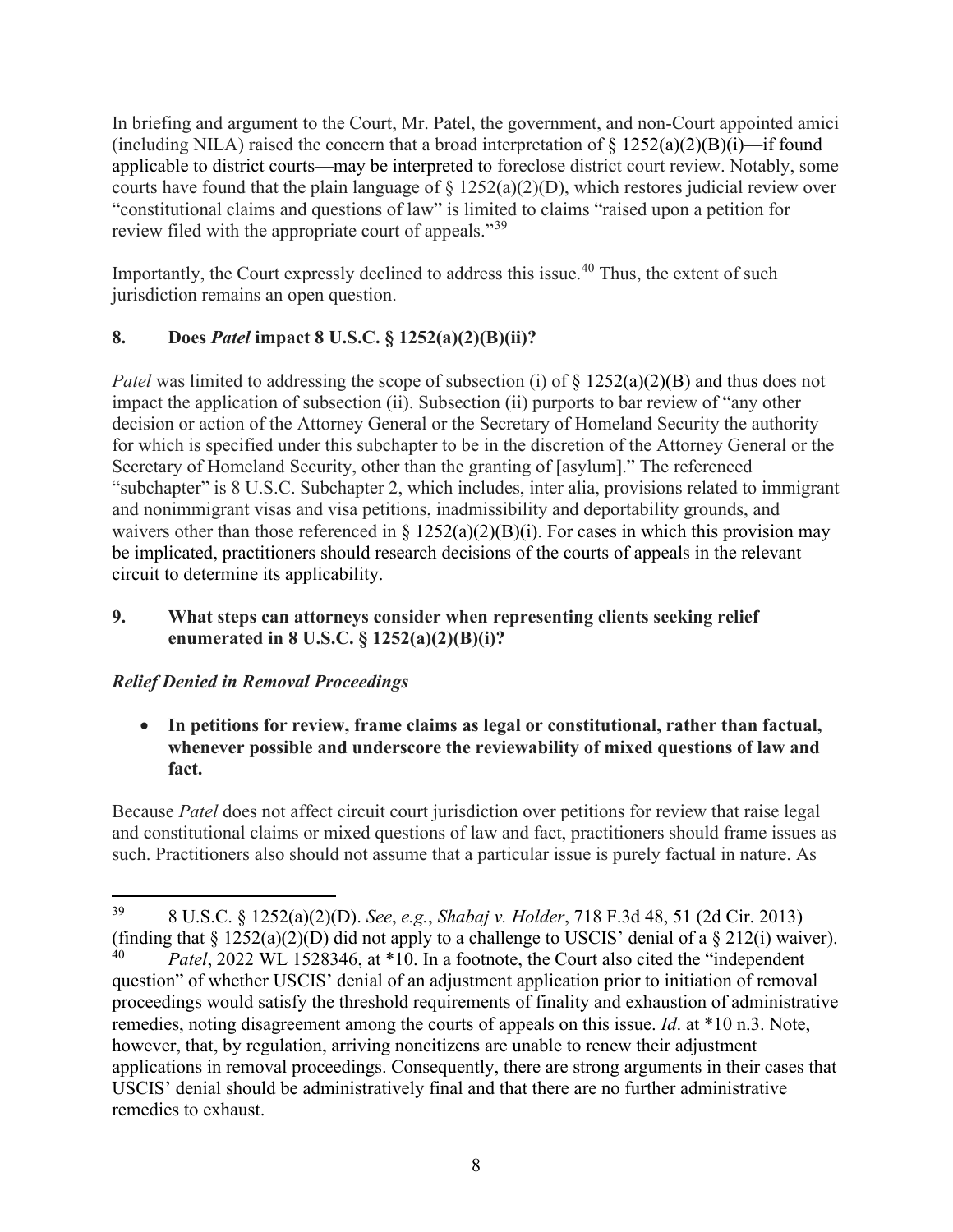In briefing and argument to the Court, Mr. Patel, the government, and non-Court appointed amici (including NILA) raised the concern that a broad interpretation of § 1252(a)(2)(B)(i)—if found applicable to district courts—may be interpreted to foreclose district court review. Notably, some courts have found that the plain language of § 1252(a)(2)(D), which restores judicial review over "constitutional claims and questions of law" is limited to claims "raised upon a petition for review filed with the appropriate court of appeals."[39]

Importantly, the Court expressly declined to address this issue.[40] Thus, the extent of such jurisdiction remains an open question.

## 8. Does *Patel* impact 8 U.S.C. § 1252(a)(2)(B)(ii)?

*Patel* was limited to addressing the scope of subsection (i) of § 1252(a)(2)(B) and thus does not impact the application of subsection (ii). Subsection (ii) purports to bar review of "any other decision or action of the Attorney General or the Secretary of Homeland Security the authority for which is specified under this subchapter to be in the discretion of the Attorney General or the Secretary of Homeland Security, other than the granting of [asylum]." The referenced "subchapter" is 8 U.S.C. Subchapter 2, which includes, inter alia, provisions related to immigrant and nonimmigrant visas and visa petitions, inadmissibility and deportability grounds, and waivers other than those referenced in § 1252(a)(2)(B)(i). For cases in which this provision may be implicated, practitioners should research decisions of the courts of appeals in the relevant circuit to determine its applicability.

## 9. What steps can attorneys consider when representing clients seeking relief enumerated in 8 U.S.C. § 1252(a)(2)(B)(i)?

*Relief Denied in Removal Proceedings*

- **In petitions for review, frame claims as legal or constitutional, rather than factual, whenever possible and underscore the reviewability of mixed questions of law and fact.**

Because *Patel* does not affect circuit court jurisdiction over petitions for review that raise legal and constitutional claims or mixed questions of law and fact, practitioners should frame issues as such. Practitioners also should not assume that a particular issue is purely factual in nature. As

---

[39] 8 U.S.C. § 1252(a)(2)(D). *See*, *e.g.*, *Shabaj v. Holder*, 718 F.3d 48, 51 (2d Cir. 2013) (finding that § 1252(a)(2)(D) did not apply to a challenge to USCIS' denial of a § 212(i) waiver).

[40] *Patel*, 2022 WL 1528346, at *10. In a footnote, the Court also cited the "independent question" of whether USCIS' denial of an adjustment application prior to initiation of removal proceedings would satisfy the threshold requirements of finality and exhaustion of administrative remedies, noting disagreement among the courts of appeals on this issue. *Id*. at *10 n.3. Note, however, that, by regulation, arriving noncitizens are unable to renew their adjustment applications in removal proceedings. Consequently, there are strong arguments in their cases that USCIS' denial should be administratively final and that there are no further administrative remedies to exhaust.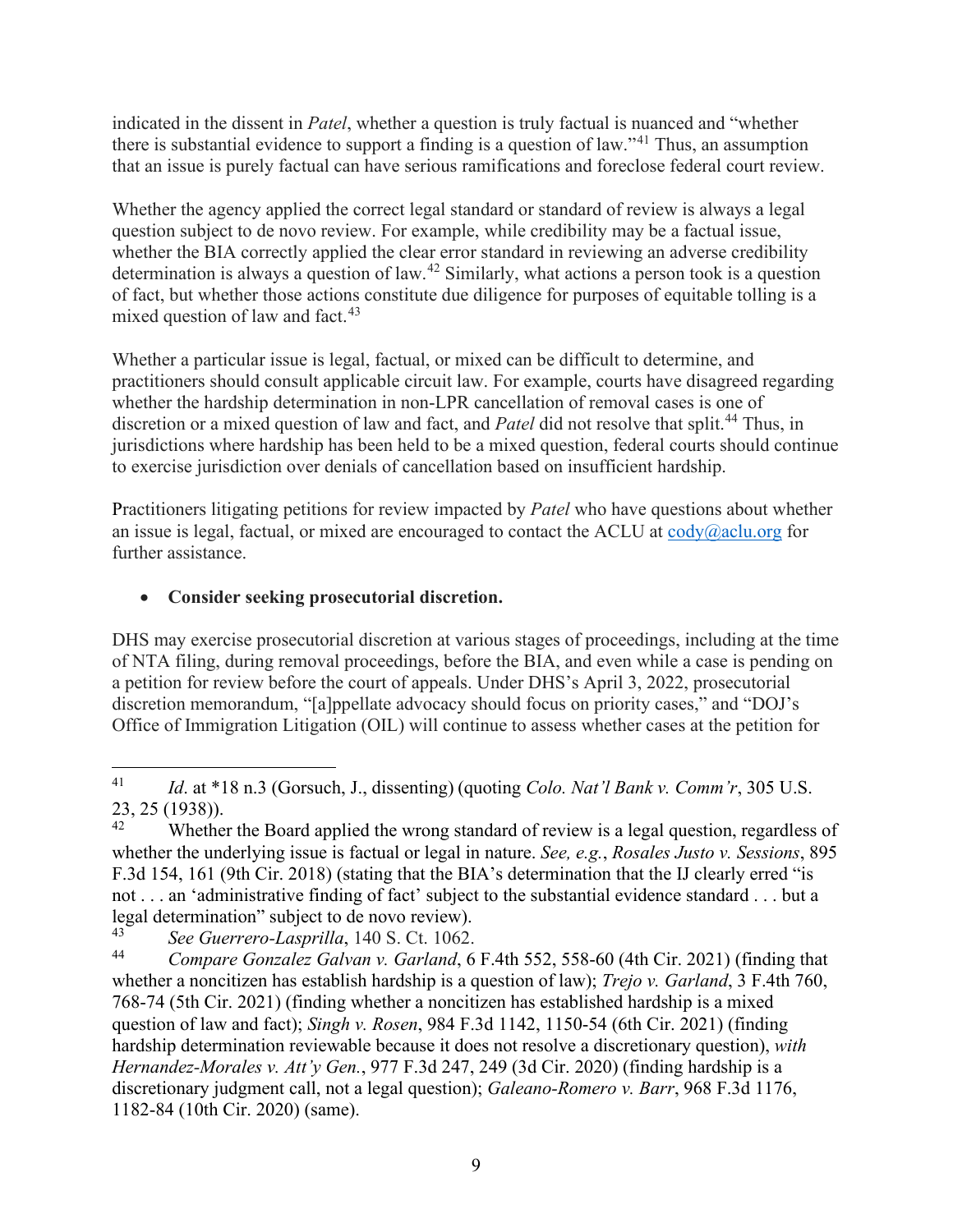indicated in the dissent in *Patel*, whether a question is truly factual is nuanced and "whether there is substantial evidence to support a finding is a question of law."[41] Thus, an assumption that an issue is purely factual can have serious ramifications and foreclose federal court review.

Whether the agency applied the correct legal standard or standard of review is always a legal question subject to de novo review. For example, while credibility may be a factual issue, whether the BIA correctly applied the clear error standard in reviewing an adverse credibility determination is always a question of law.[42] Similarly, what actions a person took is a question of fact, but whether those actions constitute due diligence for purposes of equitable tolling is a mixed question of law and fact.[43]

Whether a particular issue is legal, factual, or mixed can be difficult to determine, and practitioners should consult applicable circuit law. For example, courts have disagreed regarding whether the hardship determination in non-LPR cancellation of removal cases is one of discretion or a mixed question of law and fact, and *Patel* did not resolve that split.[44] Thus, in jurisdictions where hardship has been held to be a mixed question, federal courts should continue to exercise jurisdiction over denials of cancellation based on insufficient hardship.

Practitioners litigating petitions for review impacted by *Patel* who have questions about whether an issue is legal, factual, or mixed are encouraged to contact the ACLU at cody@aclu.org for further assistance.

- **Consider seeking prosecutorial discretion.**

DHS may exercise prosecutorial discretion at various stages of proceedings, including at the time of NTA filing, during removal proceedings, before the BIA, and even while a case is pending on a petition for review before the court of appeals. Under DHS's April 3, 2022, prosecutorial discretion memorandum, "[a]ppellate advocacy should focus on priority cases," and "DOJ's Office of Immigration Litigation (OIL) will continue to assess whether cases at the petition for

---

[41] *Id*. at *18 n.3 (Gorsuch, J., dissenting) (quoting *Colo. Nat'l Bank v. Comm'r*, 305 U.S. 23, 25 (1938)).

[42] Whether the Board applied the wrong standard of review is a legal question, regardless of whether the underlying issue is factual or legal in nature. *See, e.g.*, *Rosales Justo v. Sessions*, 895 F.3d 154, 161 (9th Cir. 2018) (stating that the BIA's determination that the IJ clearly erred "is not . . . an 'administrative finding of fact' subject to the substantial evidence standard . . . but a legal determination" subject to de novo review).

[43] *See Guerrero-Lasprilla*, 140 S. Ct. 1062.

[44] *Compare Gonzalez Galvan v. Garland*, 6 F.4th 552, 558-60 (4th Cir. 2021) (finding that whether a noncitizen has establish hardship is a question of law); *Trejo v. Garland*, 3 F.4th 760, 768-74 (5th Cir. 2021) (finding whether a noncitizen has established hardship is a mixed question of law and fact); *Singh v. Rosen*, 984 F.3d 1142, 1150-54 (6th Cir. 2021) (finding hardship determination reviewable because it does not resolve a discretionary question), *with Hernandez-Morales v. Att'y Gen.*, 977 F.3d 247, 249 (3d Cir. 2020) (finding hardship is a discretionary judgment call, not a legal question); *Galeano-Romero v. Barr*, 968 F.3d 1176, 1182-84 (10th Cir. 2020) (same).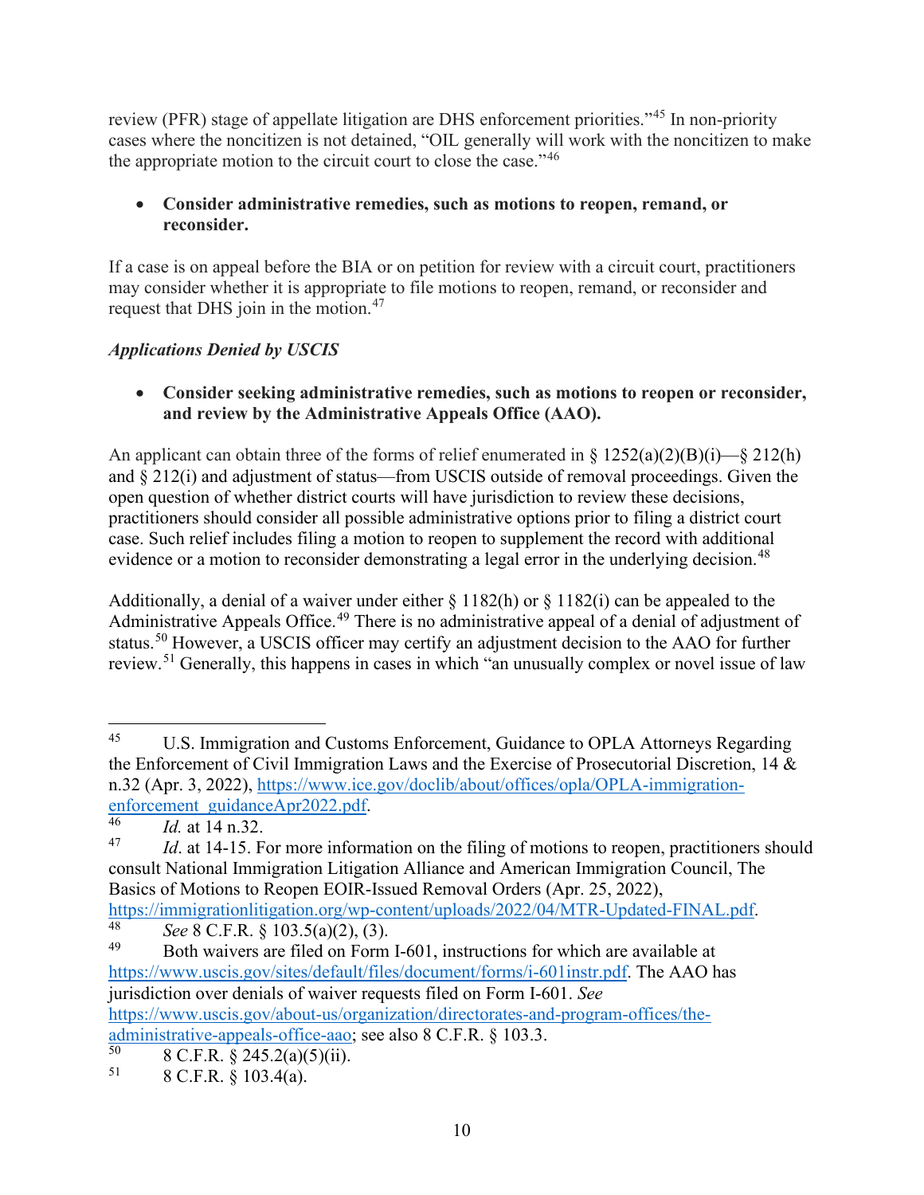review (PFR) stage of appellate litigation are DHS enforcement priorities."[45] In non-priority cases where the noncitizen is not detained, "OIL generally will work with the noncitizen to make the appropriate motion to the circuit court to close the case."[46]

- **Consider administrative remedies, such as motions to reopen, remand, or reconsider.**

If a case is on appeal before the BIA or on petition for review with a circuit court, practitioners may consider whether it is appropriate to file motions to reopen, remand, or reconsider and request that DHS join in the motion.[47]

*Applications Denied by USCIS*

- **Consider seeking administrative remedies, such as motions to reopen or reconsider, and review by the Administrative Appeals Office (AAO).**

An applicant can obtain three of the forms of relief enumerated in § 1252(a)(2)(B)(i)—§ 212(h) and § 212(i) and adjustment of status—from USCIS outside of removal proceedings. Given the open question of whether district courts will have jurisdiction to review these decisions, practitioners should consider all possible administrative options prior to filing a district court case. Such relief includes filing a motion to reopen to supplement the record with additional evidence or a motion to reconsider demonstrating a legal error in the underlying decision.[48]

Additionally, a denial of a waiver under either § 1182(h) or § 1182(i) can be appealed to the Administrative Appeals Office.[49] There is no administrative appeal of a denial of adjustment of status.[50] However, a USCIS officer may certify an adjustment decision to the AAO for further review.[51] Generally, this happens in cases in which "an unusually complex or novel issue of law

---

[45] U.S. Immigration and Customs Enforcement, Guidance to OPLA Attorneys Regarding the Enforcement of Civil Immigration Laws and the Exercise of Prosecutorial Discretion, 14 & n.32 (Apr. 3, 2022), https://www.ice.gov/doclib/about/offices/opla/OPLA-immigration-enforcement_guidanceApr2022.pdf.

[46] *Id.* at 14 n.32.

[47] *Id*. at 14-15. For more information on the filing of motions to reopen, practitioners should consult National Immigration Litigation Alliance and American Immigration Council, The Basics of Motions to Reopen EOIR-Issued Removal Orders (Apr. 25, 2022), https://immigrationlitigation.org/wp-content/uploads/2022/04/MTR-Updated-FINAL.pdf.

[48] *See* 8 C.F.R. § 103.5(a)(2), (3).

[49] Both waivers are filed on Form I-601, instructions for which are available at https://www.uscis.gov/sites/default/files/document/forms/i-601instr.pdf. The AAO has jurisdiction over denials of waiver requests filed on Form I-601. *See* https://www.uscis.gov/about-us/organization/directorates-and-program-offices/the-administrative-appeals-office-aao; see also 8 C.F.R. § 103.3.

[50] 8 C.F.R. § 245.2(a)(5)(ii).

[51] 8 C.F.R. § 103.4(a).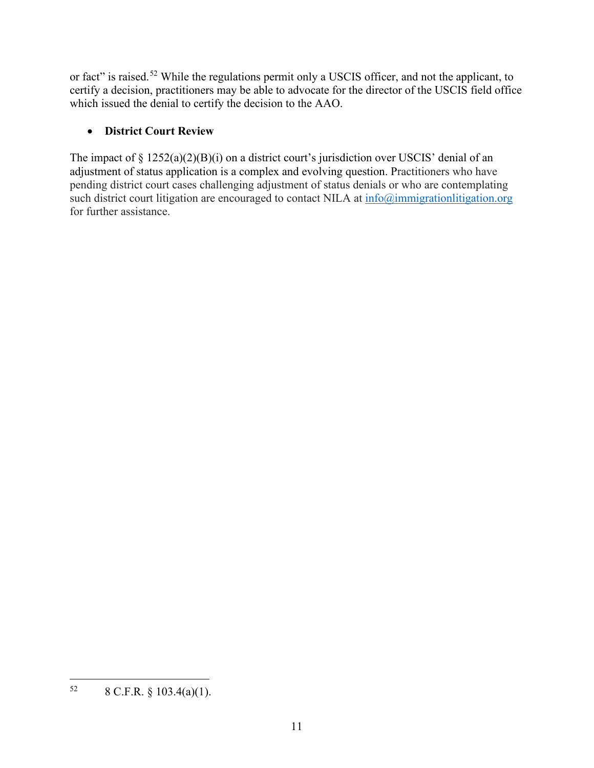or fact" is raised.[52] While the regulations permit only a USCIS officer, and not the applicant, to certify a decision, practitioners may be able to advocate for the director of the USCIS field office which issued the denial to certify the decision to the AAO.

- **District Court Review**

The impact of § 1252(a)(2)(B)(i) on a district court's jurisdiction over USCIS' denial of an adjustment of status application is a complex and evolving question. Practitioners who have pending district court cases challenging adjustment of status denials or who are contemplating such district court litigation are encouraged to contact NILA at info@immigrationlitigation.org for further assistance.

---

[52] 8 C.F.R. § 103.4(a)(1).